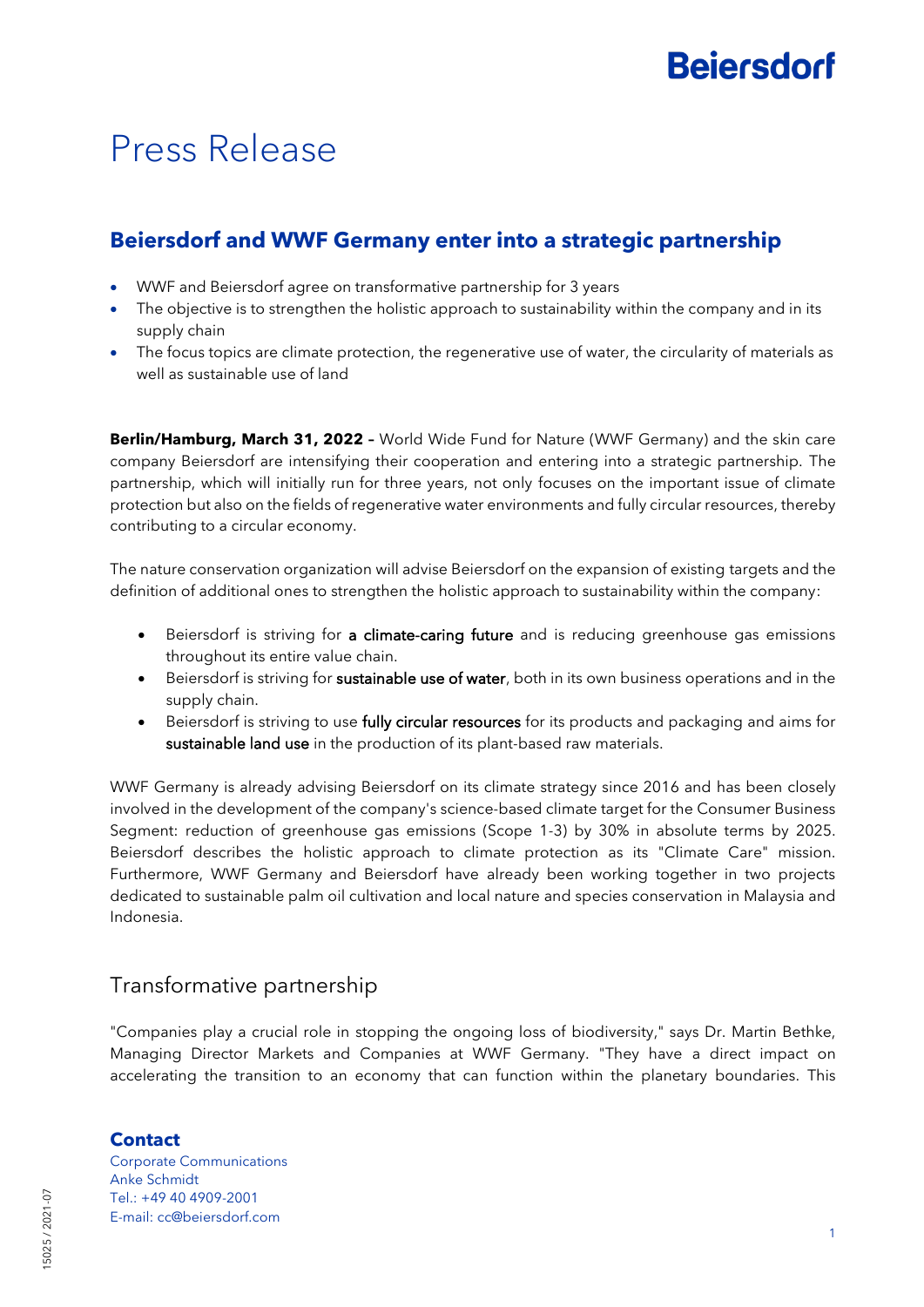Beiersdorf

# Press Release

## Beiersdorf and WWF Germany enter into a strategic partnership

- WWF and Beiersdorf agree on transformative partnership for 3 years
- The objective is to strengthen the holistic approach to sustainability within the company and in its supply chain
- The focus topics are climate protection, the regenerative use of water, the circularity of materials as well as sustainable use of land

**Berlin/Hamburg, March 31, 2022 –** World Wide Fund for Nature (WWF Germany) and the skin care company Beiersdorf are intensifying their cooperation and entering into a strategic partnership. The partnership, which will initially run for three years, not only focuses on the important issue of climate protection but also on the fields of regenerative water environments and fully circular resources, thereby contributing to a circular economy.

The nature conservation organization will advise Beiersdorf on the expansion of existing targets and the definition of additional ones to strengthen the holistic approach to sustainability within the company:

- Beiersdorf is striving for a climate-caring future and is reducing greenhouse gas emissions throughout its entire value chain.
- Beiersdorf is striving for sustainable use of water, both in its own business operations and in the supply chain.
- Beiersdorf is striving to use fully circular resources for its products and packaging and aims for sustainable land use in the production of its plant-based raw materials.

WWF Germany is already advising Beiersdorf on its climate strategy since 2016 and has been closely involved in the development of the company's science-based climate target for the Consumer Business Segment: reduction of greenhouse gas emissions (Scope 1-3) by 30% in absolute terms by 2025. Beiersdorf describes the holistic approach to climate protection as its "Climate Care" mission. Furthermore, WWF Germany and Beiersdorf have already been working together in two projects dedicated to sustainable palm oil cultivation and local nature and species conservation in Malaysia and Indonesia.

## Transformative partnership

"Companies play a crucial role in stopping the ongoing loss of biodiversity," says Dr. Martin Bethke, Managing Director Markets and Companies at WWF Germany. "They have a direct impact on accelerating the transition to an economy that can function within the planetary boundaries. This

**Contact**
Corporate Communications
Anke Schmidt
Tel.: +49 40 4909-2001
E-mail: cc@beiersdorf.com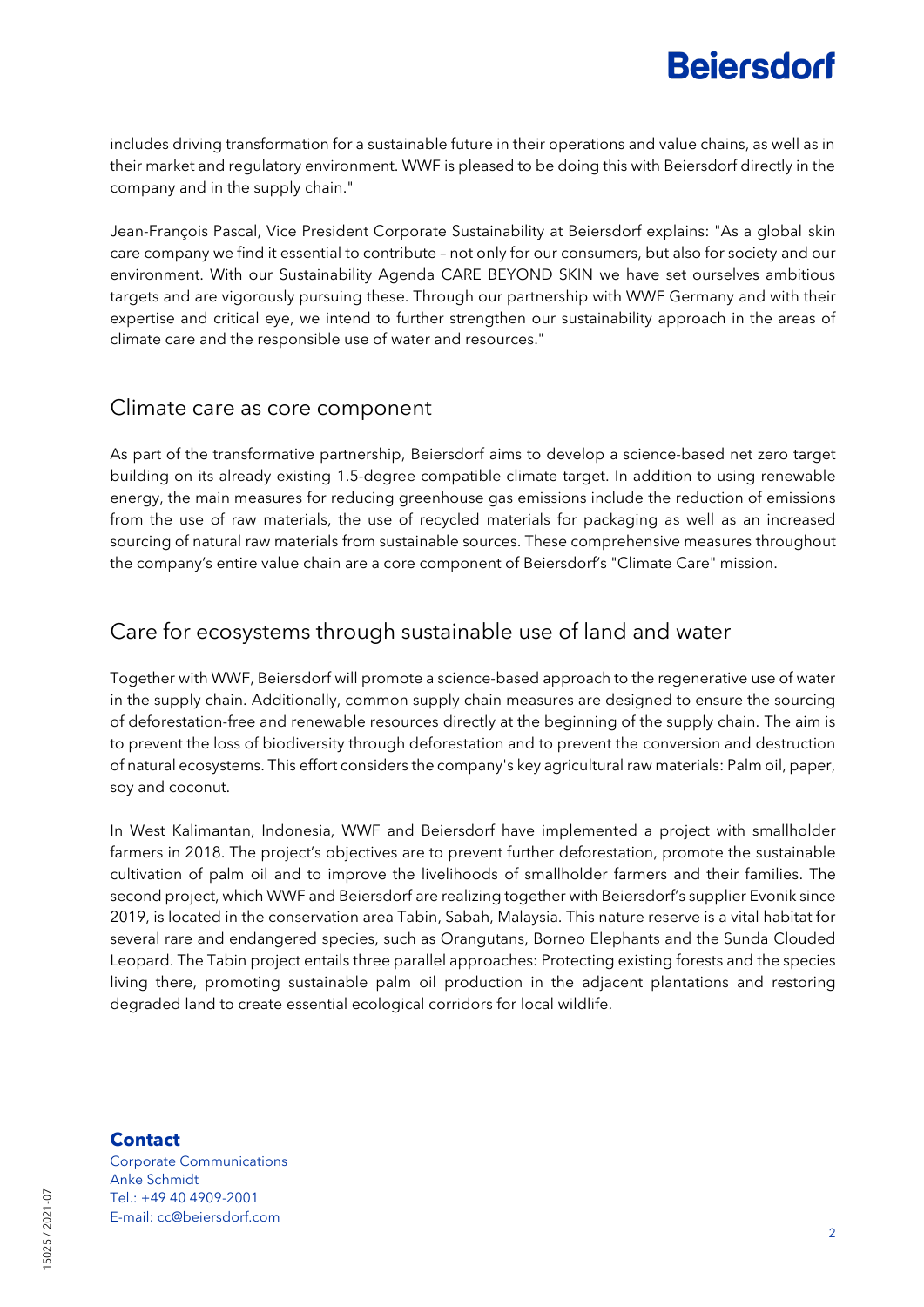includes driving transformation for a sustainable future in their operations and value chains, as well as in their market and regulatory environment. WWF is pleased to be doing this with Beiersdorf directly in the company and in the supply chain."

Jean-François Pascal, Vice President Corporate Sustainability at Beiersdorf explains: "As a global skin care company we find it essential to contribute – not only for our consumers, but also for society and our environment. With our Sustainability Agenda CARE BEYOND SKIN we have set ourselves ambitious targets and are vigorously pursuing these. Through our partnership with WWF Germany and with their expertise and critical eye, we intend to further strengthen our sustainability approach in the areas of climate care and the responsible use of water and resources."

## Climate care as core component

As part of the transformative partnership, Beiersdorf aims to develop a science-based net zero target building on its already existing 1.5-degree compatible climate target. In addition to using renewable energy, the main measures for reducing greenhouse gas emissions include the reduction of emissions from the use of raw materials, the use of recycled materials for packaging as well as an increased sourcing of natural raw materials from sustainable sources. These comprehensive measures throughout the company's entire value chain are a core component of Beiersdorf's "Climate Care" mission.

## Care for ecosystems through sustainable use of land and water

Together with WWF, Beiersdorf will promote a science-based approach to the regenerative use of water in the supply chain. Additionally, common supply chain measures are designed to ensure the sourcing of deforestation-free and renewable resources directly at the beginning of the supply chain. The aim is to prevent the loss of biodiversity through deforestation and to prevent the conversion and destruction of natural ecosystems. This effort considers the company's key agricultural raw materials: Palm oil, paper, soy and coconut.

In West Kalimantan, Indonesia, WWF and Beiersdorf have implemented a project with smallholder farmers in 2018. The project's objectives are to prevent further deforestation, promote the sustainable cultivation of palm oil and to improve the livelihoods of smallholder farmers and their families. The second project, which WWF and Beiersdorf are realizing together with Beiersdorf's supplier Evonik since 2019, is located in the conservation area Tabin, Sabah, Malaysia. This nature reserve is a vital habitat for several rare and endangered species, such as Orangutans, Borneo Elephants and the Sunda Clouded Leopard. The Tabin project entails three parallel approaches: Protecting existing forests and the species living there, promoting sustainable palm oil production in the adjacent plantations and restoring degraded land to create essential ecological corridors for local wildlife.

**Contact**
Corporate Communications
Anke Schmidt
Tel.: +49 40 4909-2001
E-mail: cc@beiersdorf.com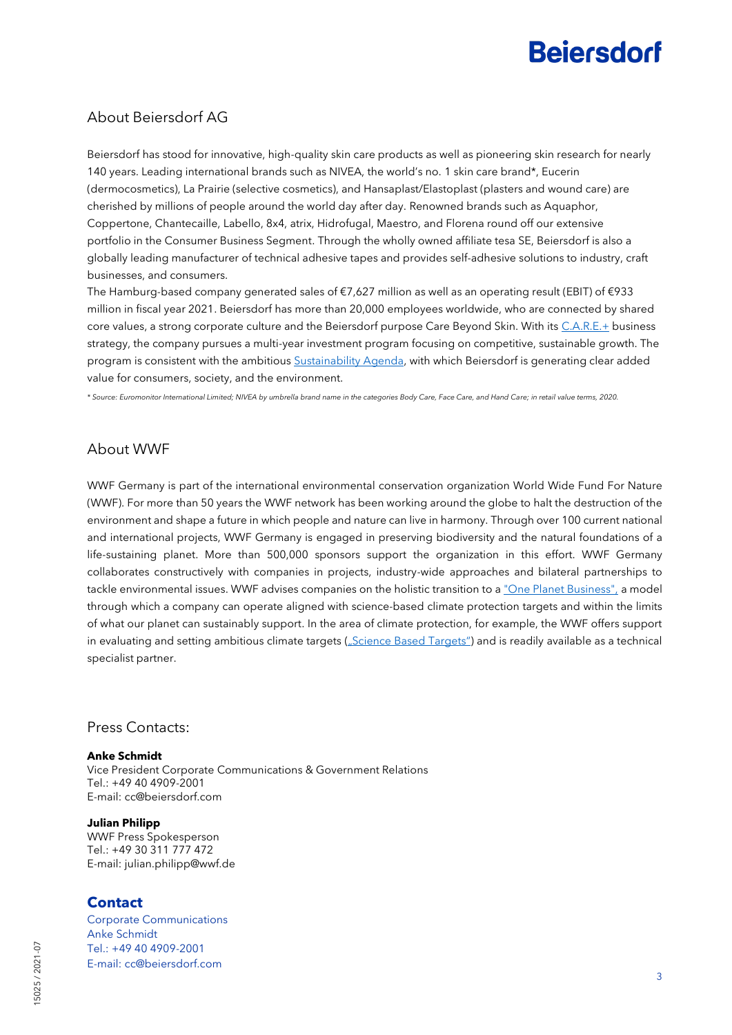## About Beiersdorf AG

Beiersdorf has stood for innovative, high-quality skin care products as well as pioneering skin research for nearly 140 years. Leading international brands such as NIVEA, the world's no. 1 skin care brand*, Eucerin (dermocosmetics), La Prairie (selective cosmetics), and Hansaplast/Elastoplast (plasters and wound care) are cherished by millions of people around the world day after day. Renowned brands such as Aquaphor, Coppertone, Chantecaille, Labello, 8x4, atrix, Hidrofugal, Maestro, and Florena round off our extensive portfolio in the Consumer Business Segment. Through the wholly owned affiliate tesa SE, Beiersdorf is also a globally leading manufacturer of technical adhesive tapes and provides self-adhesive solutions to industry, craft businesses, and consumers.
The Hamburg-based company generated sales of €7,627 million as well as an operating result (EBIT) of €933 million in fiscal year 2021. Beiersdorf has more than 20,000 employees worldwide, who are connected by shared core values, a strong corporate culture and the Beiersdorf purpose Care Beyond Skin. With its C.A.R.E.+ business strategy, the company pursues a multi-year investment program focusing on competitive, sustainable growth. The program is consistent with the ambitious Sustainability Agenda, with which Beiersdorf is generating clear added value for consumers, society, and the environment.

*\* Source: Euromonitor International Limited; NIVEA by umbrella brand name in the categories Body Care, Face Care, and Hand Care; in retail value terms, 2020.*

## About WWF

WWF Germany is part of the international environmental conservation organization World Wide Fund For Nature (WWF). For more than 50 years the WWF network has been working around the globe to halt the destruction of the environment and shape a future in which people and nature can live in harmony. Through over 100 current national and international projects, WWF Germany is engaged in preserving biodiversity and the natural foundations of a life-sustaining planet. More than 500,000 sponsors support the organization in this effort. WWF Germany collaborates constructively with companies in projects, industry-wide approaches and bilateral partnerships to tackle environmental issues. WWF advises companies on the holistic transition to a "One Planet Business", a model through which a company can operate aligned with science-based climate protection targets and within the limits of what our planet can sustainably support. In the area of climate protection, for example, the WWF offers support in evaluating and setting ambitious climate targets („Science Based Targets") and is readily available as a technical specialist partner.

## Press Contacts:

**Anke Schmidt**
Vice President Corporate Communications & Government Relations
Tel.: +49 40 4909-2001
E-mail: cc@beiersdorf.com

**Julian Philipp**
WWF Press Spokesperson
Tel.: +49 30 311 777 472
E-mail: julian.philipp@wwf.de

**Contact**
Corporate Communications
Anke Schmidt
Tel.: +49 40 4909-2001
E-mail: cc@beiersdorf.com